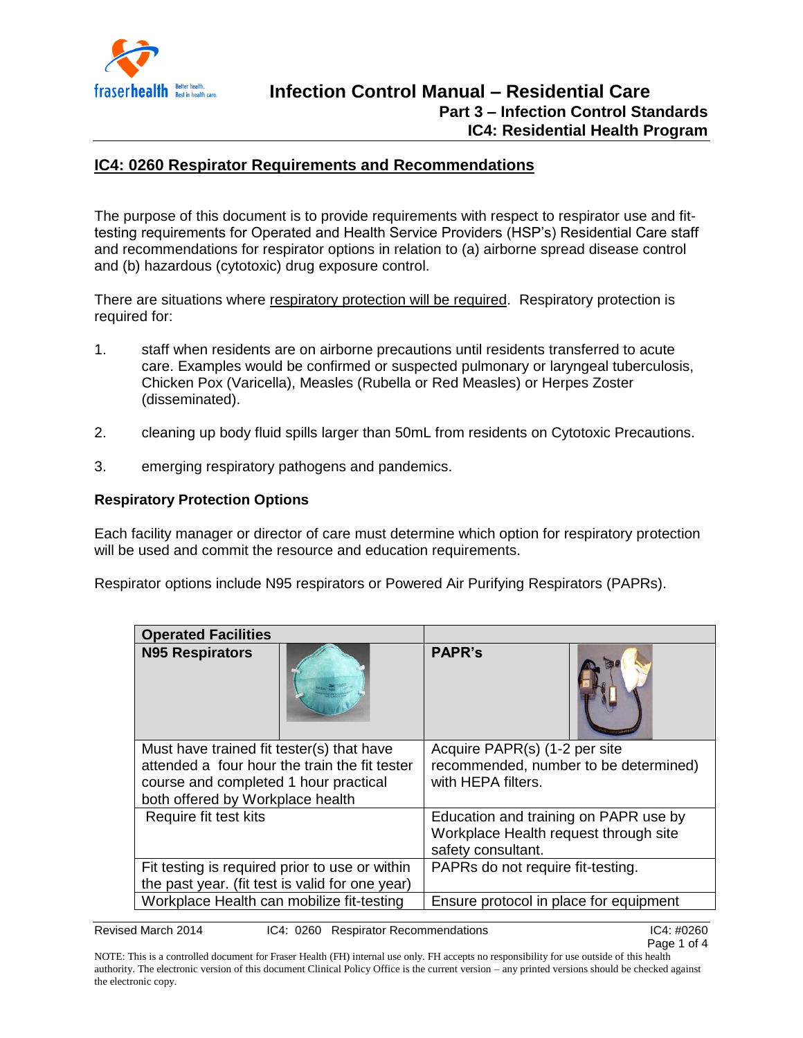## IC4: 0260 Respirator Requirements and Recommendations

The purpose of this document is to provide requirements with respect to respirator use and fit-testing requirements for Operated and Health Service Providers (HSP's) Residential Care staff and recommendations for respirator options in relation to (a) airborne spread disease control and (b) hazardous (cytotoxic) drug exposure control.

There are situations where respiratory protection will be required. Respiratory protection is required for:

1. staff when residents are on airborne precautions until residents transferred to acute care. Examples would be confirmed or suspected pulmonary or laryngeal tuberculosis, Chicken Pox (Varicella), Measles (Rubella or Red Measles) or Herpes Zoster (disseminated).

2. cleaning up body fluid spills larger than 50mL from residents on Cytotoxic Precautions.

3. emerging respiratory pathogens and pandemics.

**Respiratory Protection Options**

Each facility manager or director of care must determine which option for respiratory protection will be used and commit the resource and education requirements.

Respirator options include N95 respirators or Powered Air Purifying Respirators (PAPRs).

| **Operated Facilities** | |
|---|---|
| **N95 Respirators** | **PAPR's** |
| Must have trained fit tester(s) that have attended a four hour the train the fit tester course and completed 1 hour practical both offered by Workplace health | Acquire PAPR(s) (1-2 per site recommended, number to be determined) with HEPA filters. |
| Require fit test kits | Education and training on PAPR use by Workplace Health request through site safety consultant. |
| Fit testing is required prior to use or within the past year. (fit test is valid for one year) | PAPRs do not require fit-testing. |
| Workplace Health can mobilize fit-testing | Ensure protocol in place for equipment |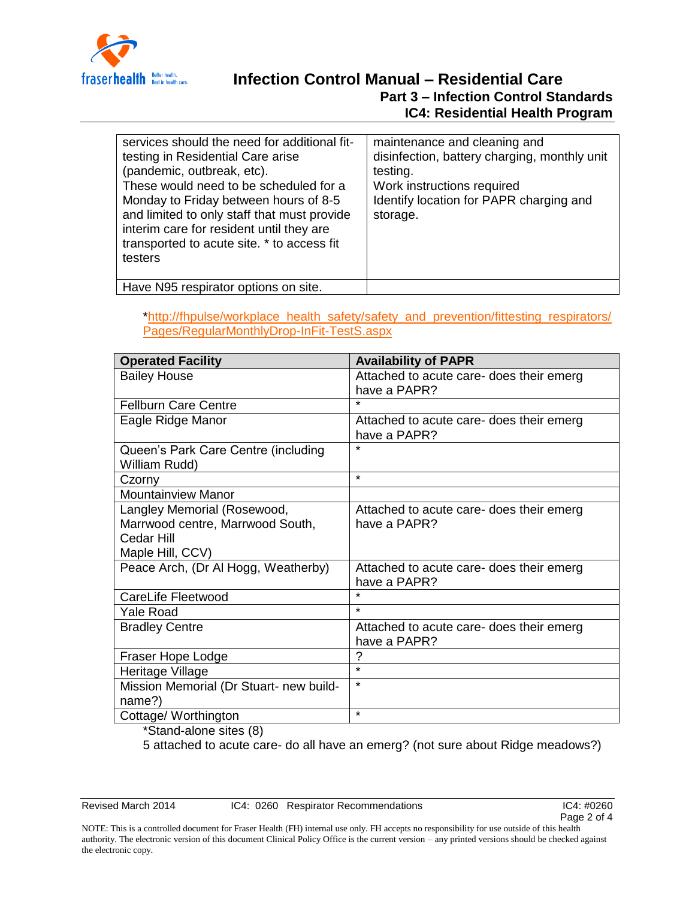| | |
|---|---|
| services should the need for additional fit-testing in Residential Care arise (pandemic, outbreak, etc). These would need to be scheduled for a Monday to Friday between hours of 8-5 and limited to only staff that must provide interim care for resident until they are transported to acute site. * to access fit testers | maintenance and cleaning and disinfection, battery charging, monthly unit testing. Work instructions required Identify location for PAPR charging and storage. |
| Have N95 respirator options on site. | |

*http://fhpulse/workplace_health_safety/safety_and_prevention/fittesting_respirators/Pages/RegularMonthlyDrop-InFit-TestS.aspx

| Operated Facility | Availability of PAPR |
|---|---|
| Bailey House | Attached to acute care- does their emerg have a PAPR? |
| Fellburn Care Centre | * |
| Eagle Ridge Manor | Attached to acute care- does their emerg have a PAPR? |
| Queen's Park Care Centre (including William Rudd) | * |
| Czorny | * |
| Mountainview Manor | |
| Langley Memorial (Rosewood, Marrwood centre, Marrwood South, Cedar Hill Maple Hill, CCV) | Attached to acute care- does their emerg have a PAPR? |
| Peace Arch, (Dr Al Hogg, Weatherby) | Attached to acute care- does their emerg have a PAPR? |
| CareLife Fleetwood | * |
| Yale Road | * |
| Bradley Centre | Attached to acute care- does their emerg have a PAPR? |
| Fraser Hope Lodge | ? |
| Heritage Village | * |
| Mission Memorial (Dr Stuart- new build-name?) | * |
| Cottage/ Worthington | * |

*Stand-alone sites (8)

5 attached to acute care- do all have an emerg? (not sure about Ridge meadows?)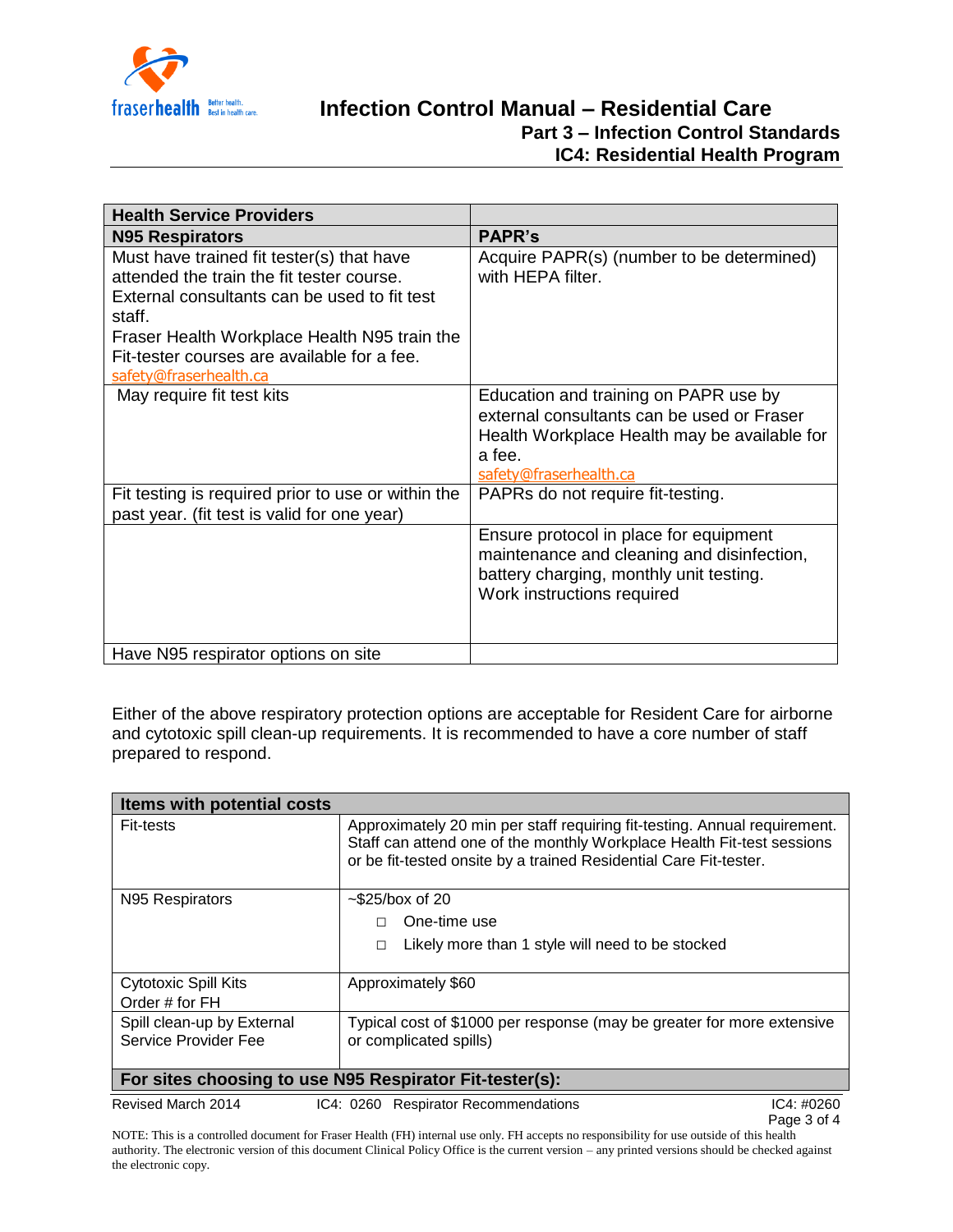| Health Service Providers | |
|---|---|
| **N95 Respirators** | **PAPR's** |
| Must have trained fit tester(s) that have attended the train the fit tester course. External consultants can be used to fit test staff. Fraser Health Workplace Health N95 train the Fit-tester courses are available for a fee. safety@fraserhealth.ca | Acquire PAPR(s) (number to be determined) with HEPA filter. |
| May require fit test kits | Education and training on PAPR use by external consultants can be used or Fraser Health Workplace Health may be available for a fee. safety@fraserhealth.ca |
| Fit testing is required prior to use or within the past year. (fit test is valid for one year) | PAPRs do not require fit-testing. |
| | Ensure protocol in place for equipment maintenance and cleaning and disinfection, battery charging, monthly unit testing. Work instructions required |
| Have N95 respirator options on site | |

Either of the above respiratory protection options are acceptable for Resident Care for airborne and cytotoxic spill clean-up requirements. It is recommended to have a core number of staff prepared to respond.

| Items with potential costs | |
|---|---|
| Fit-tests | Approximately 20 min per staff requiring fit-testing. Annual requirement. Staff can attend one of the monthly Workplace Health Fit-test sessions or be fit-tested onsite by a trained Residential Care Fit-tester. |
| N95 Respirators | ~$25/box of 20<br>☐ One-time use<br>☐ Likely more than 1 style will need to be stocked |
| Cytotoxic Spill Kits<br>Order # for FH | Approximately $60 |
| Spill clean-up by External Service Provider Fee | Typical cost of $1000 per response (may be greater for more extensive or complicated spills) |
| **For sites choosing to use N95 Respirator Fit-tester(s):** | |

NOTE: This is a controlled document for Fraser Health (FH) internal use only. FH accepts no responsibility for use outside of this health authority. The electronic version of this document Clinical Policy Office is the current version – any printed versions should be checked against the electronic copy.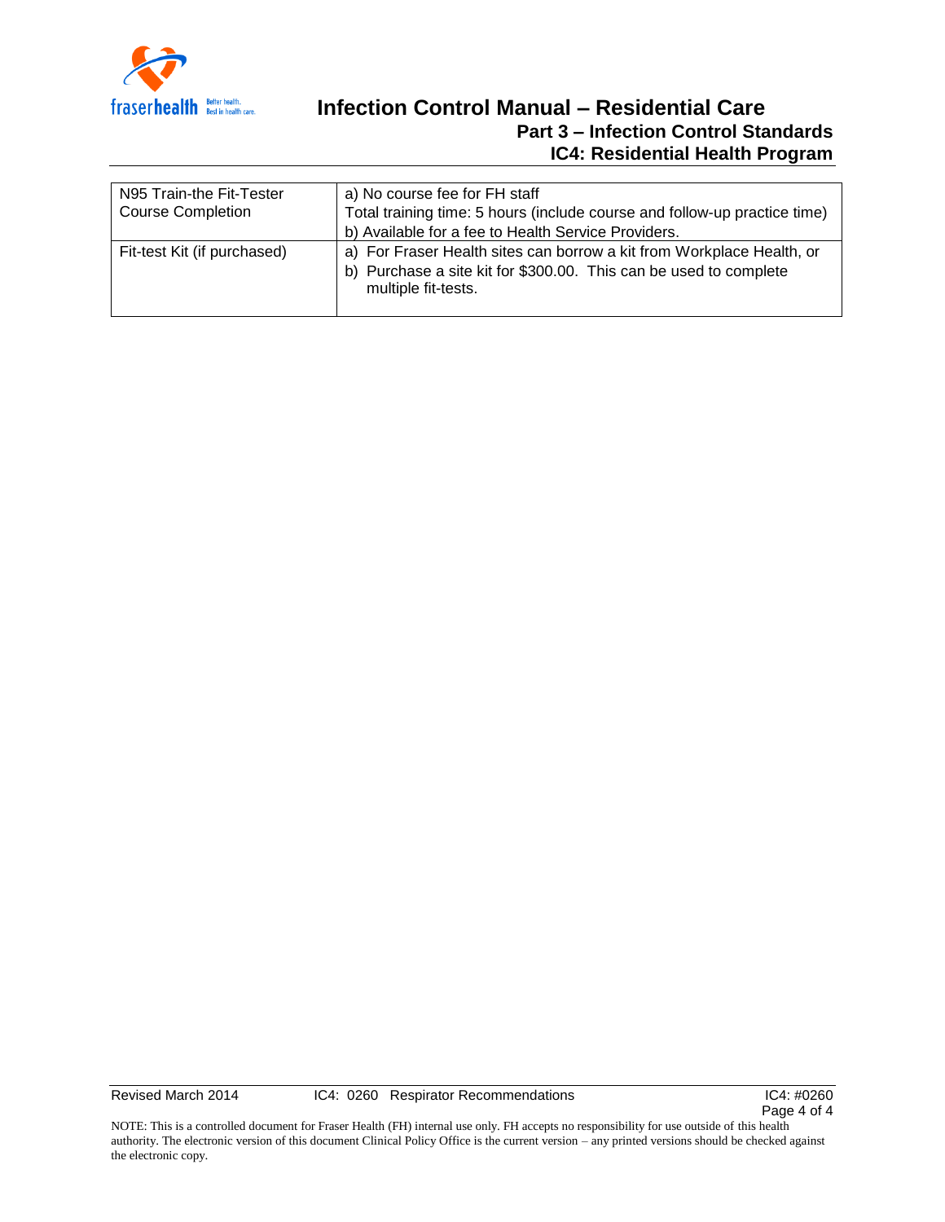| | |
|---|---|
| N95 Train-the Fit-Tester Course Completion | a) No course fee for FH staff<br>Total training time: 5 hours (include course and follow-up practice time)<br>b) Available for a fee to Health Service Providers. |
| Fit-test Kit (if purchased) | a) For Fraser Health sites can borrow a kit from Workplace Health, or<br>b) Purchase a site kit for $300.00. This can be used to complete multiple fit-tests. |

NOTE: This is a controlled document for Fraser Health (FH) internal use only. FH accepts no responsibility for use outside of this health authority. The electronic version of this document Clinical Policy Office is the current version – any printed versions should be checked against the electronic copy.